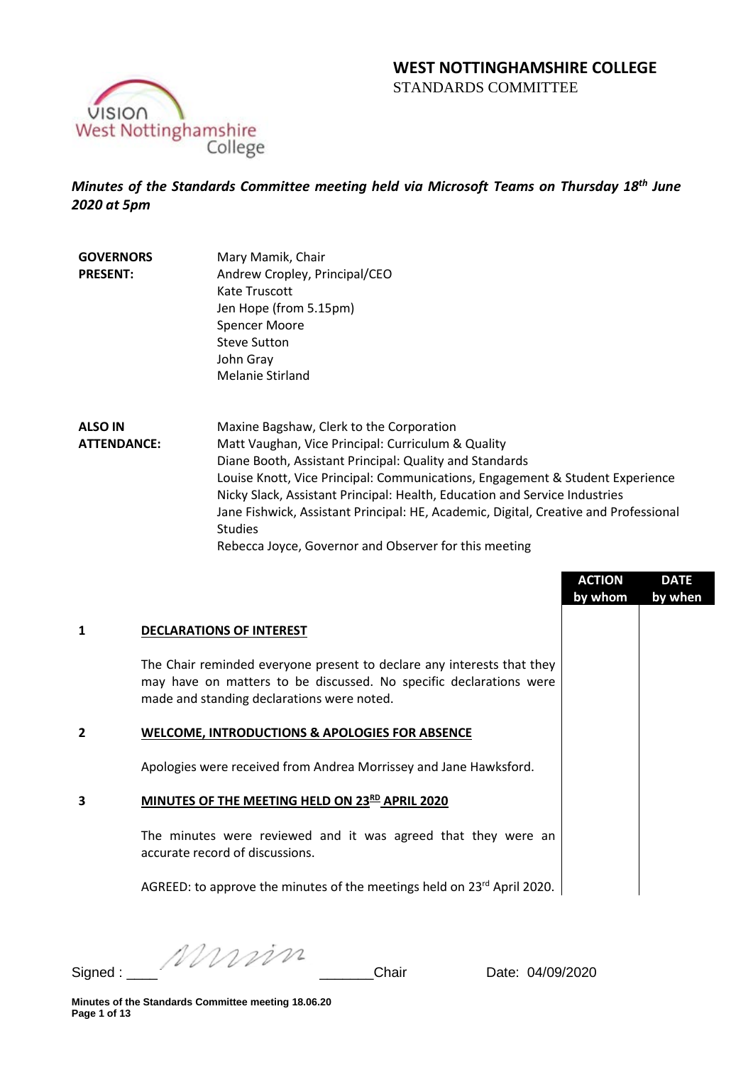# WEST NOTTINGHAMSHIRE COLLEGE
STANDARDS COMMITTEE

*Minutes of the Standards Committee meeting held via Microsoft Teams on Thursday 18th June 2020 at 5pm*

| | |
|---|---|
| **GOVERNORS PRESENT:** | Mary Mamik, Chair<br>Andrew Cropley, Principal/CEO<br>Kate Truscott<br>Jen Hope (from 5.15pm)<br>Spencer Moore<br>Steve Sutton<br>John Gray<br>Melanie Stirland |
| **ALSO IN ATTENDANCE:** | Maxine Bagshaw, Clerk to the Corporation<br>Matt Vaughan, Vice Principal: Curriculum & Quality<br>Diane Booth, Assistant Principal: Quality and Standards<br>Louise Knott, Vice Principal: Communications, Engagement & Student Experience<br>Nicky Slack, Assistant Principal: Health, Education and Service Industries<br>Jane Fishwick, Assistant Principal: HE, Academic, Digital, Creative and Professional Studies<br>Rebecca Joyce, Governor and Observer for this meeting |

| | | ACTION by whom | DATE by when |
|---|---|---|---|
| **1** | **DECLARATIONS OF INTEREST** | | |
| | The Chair reminded everyone present to declare any interests that they may have on matters to be discussed. No specific declarations were made and standing declarations were noted. | | |
| **2** | **WELCOME, INTRODUCTIONS & APOLOGIES FOR ABSENCE** | | |
| | Apologies were received from Andrea Morrissey and Jane Hawksford. | | |
| **3** | **MINUTES OF THE MEETING HELD ON 23RD APRIL 2020** | | |
| | The minutes were reviewed and it was agreed that they were an accurate record of discussions. | | |
| | AGREED: to approve the minutes of the meetings held on 23rd April 2020. | | |

Signed : ____ *MMamik* _______Chair Date: 04/09/2020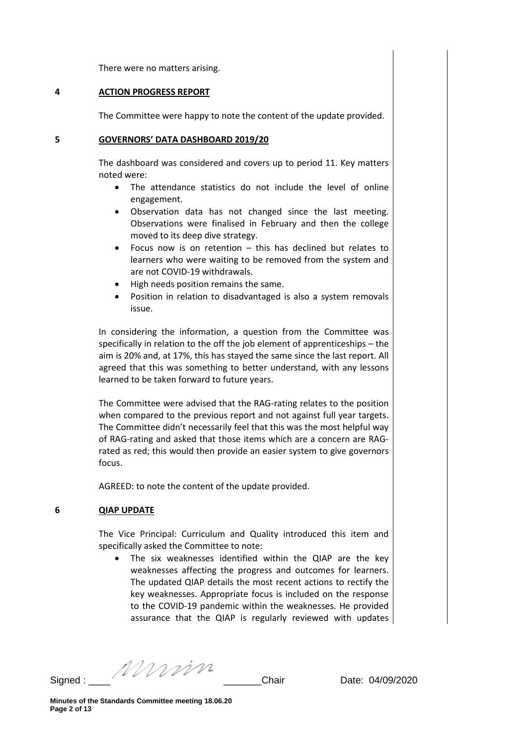There were no matters arising.

## 4 ACTION PROGRESS REPORT

The Committee were happy to note the content of the update provided.

## 5 GOVERNORS' DATA DASHBOARD 2019/20

The dashboard was considered and covers up to period 11. Key matters noted were:

- The attendance statistics do not include the level of online engagement.
- Observation data has not changed since the last meeting. Observations were finalised in February and then the college moved to its deep dive strategy.
- Focus now is on retention – this has declined but relates to learners who were waiting to be removed from the system and are not COVID-19 withdrawals.
- High needs position remains the same.
- Position in relation to disadvantaged is also a system removals issue.

In considering the information, a question from the Committee was specifically in relation to the off the job element of apprenticeships – the aim is 20% and, at 17%, this has stayed the same since the last report. All agreed that this was something to better understand, with any lessons learned to be taken forward to future years.

The Committee were advised that the RAG-rating relates to the position when compared to the previous report and not against full year targets. The Committee didn't necessarily feel that this was the most helpful way of RAG-rating and asked that those items which are a concern are RAG-rated as red; this would then provide an easier system to give governors focus.

AGREED: to note the content of the update provided.

## 6 QIAP UPDATE

The Vice Principal: Curriculum and Quality introduced this item and specifically asked the Committee to note:

- The six weaknesses identified within the QIAP are the key weaknesses affecting the progress and outcomes for learners. The updated QIAP details the most recent actions to rectify the key weaknesses. Appropriate focus is included on the response to the COVID-19 pandemic within the weaknesses. He provided assurance that the QIAP is regularly reviewed with updates

Signed : ____ _______Chair Date: 04/09/2020

Minutes of the Standards Committee meeting 18.06.20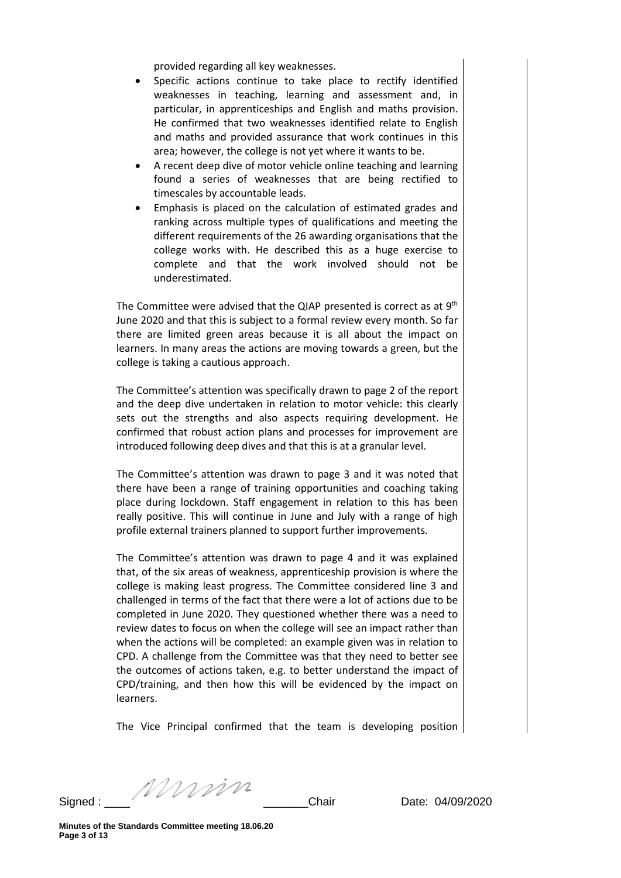provided regarding all key weaknesses.

- Specific actions continue to take place to rectify identified weaknesses in teaching, learning and assessment and, in particular, in apprenticeships and English and maths provision. He confirmed that two weaknesses identified relate to English and maths and provided assurance that work continues in this area; however, the college is not yet where it wants to be.
- A recent deep dive of motor vehicle online teaching and learning found a series of weaknesses that are being rectified to timescales by accountable leads.
- Emphasis is placed on the calculation of estimated grades and ranking across multiple types of qualifications and meeting the different requirements of the 26 awarding organisations that the college works with. He described this as a huge exercise to complete and that the work involved should not be underestimated.

The Committee were advised that the QIAP presented is correct as at 9th June 2020 and that this is subject to a formal review every month. So far there are limited green areas because it is all about the impact on learners. In many areas the actions are moving towards a green, but the college is taking a cautious approach.

The Committee's attention was specifically drawn to page 2 of the report and the deep dive undertaken in relation to motor vehicle: this clearly sets out the strengths and also aspects requiring development. He confirmed that robust action plans and processes for improvement are introduced following deep dives and that this is at a granular level.

The Committee's attention was drawn to page 3 and it was noted that there have been a range of training opportunities and coaching taking place during lockdown. Staff engagement in relation to this has been really positive. This will continue in June and July with a range of high profile external trainers planned to support further improvements.

The Committee's attention was drawn to page 4 and it was explained that, of the six areas of weakness, apprenticeship provision is where the college is making least progress. The Committee considered line 3 and challenged in terms of the fact that there were a lot of actions due to be completed in June 2020. They questioned whether there was a need to review dates to focus on when the college will see an impact rather than when the actions will be completed: an example given was in relation to CPD. A challenge from the Committee was that they need to better see the outcomes of actions taken, e.g. to better understand the impact of CPD/training, and then how this will be evidenced by the impact on learners.

The Vice Principal confirmed that the team is developing position

Signed : ____ _______Chair Date: 04/09/2020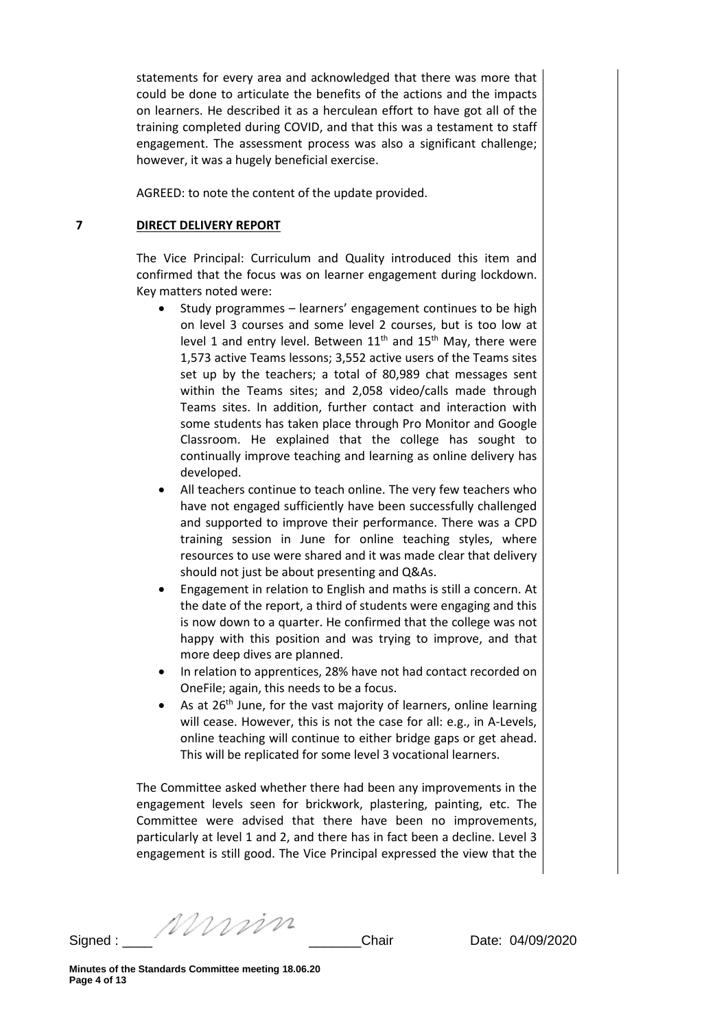statements for every area and acknowledged that there was more that could be done to articulate the benefits of the actions and the impacts on learners. He described it as a herculean effort to have got all of the training completed during COVID, and that this was a testament to staff engagement. The assessment process was also a significant challenge; however, it was a hugely beneficial exercise.

AGREED: to note the content of the update provided.

**7 DIRECT DELIVERY REPORT**

The Vice Principal: Curriculum and Quality introduced this item and confirmed that the focus was on learner engagement during lockdown. Key matters noted were:

- Study programmes – learners' engagement continues to be high on level 3 courses and some level 2 courses, but is too low at level 1 and entry level. Between 11th and 15th May, there were 1,573 active Teams lessons; 3,552 active users of the Teams sites set up by the teachers; a total of 80,989 chat messages sent within the Teams sites; and 2,058 video/calls made through Teams sites. In addition, further contact and interaction with some students has taken place through Pro Monitor and Google Classroom. He explained that the college has sought to continually improve teaching and learning as online delivery has developed.
- All teachers continue to teach online. The very few teachers who have not engaged sufficiently have been successfully challenged and supported to improve their performance. There was a CPD training session in June for online teaching styles, where resources to use were shared and it was made clear that delivery should not just be about presenting and Q&As.
- Engagement in relation to English and maths is still a concern. At the date of the report, a third of students were engaging and this is now down to a quarter. He confirmed that the college was not happy with this position and was trying to improve, and that more deep dives are planned.
- In relation to apprentices, 28% have not had contact recorded on OneFile; again, this needs to be a focus.
- As at 26th June, for the vast majority of learners, online learning will cease. However, this is not the case for all: e.g., in A-Levels, online teaching will continue to either bridge gaps or get ahead. This will be replicated for some level 3 vocational learners.

The Committee asked whether there had been any improvements in the engagement levels seen for brickwork, plastering, painting, etc. The Committee were advised that there have been no improvements, particularly at level 1 and 2, and there has in fact been a decline. Level 3 engagement is still good. The Vice Principal expressed the view that the

Signed : ____ _______Chair Date: 04/09/2020

**Minutes of the Standards Committee meeting 18.06.20**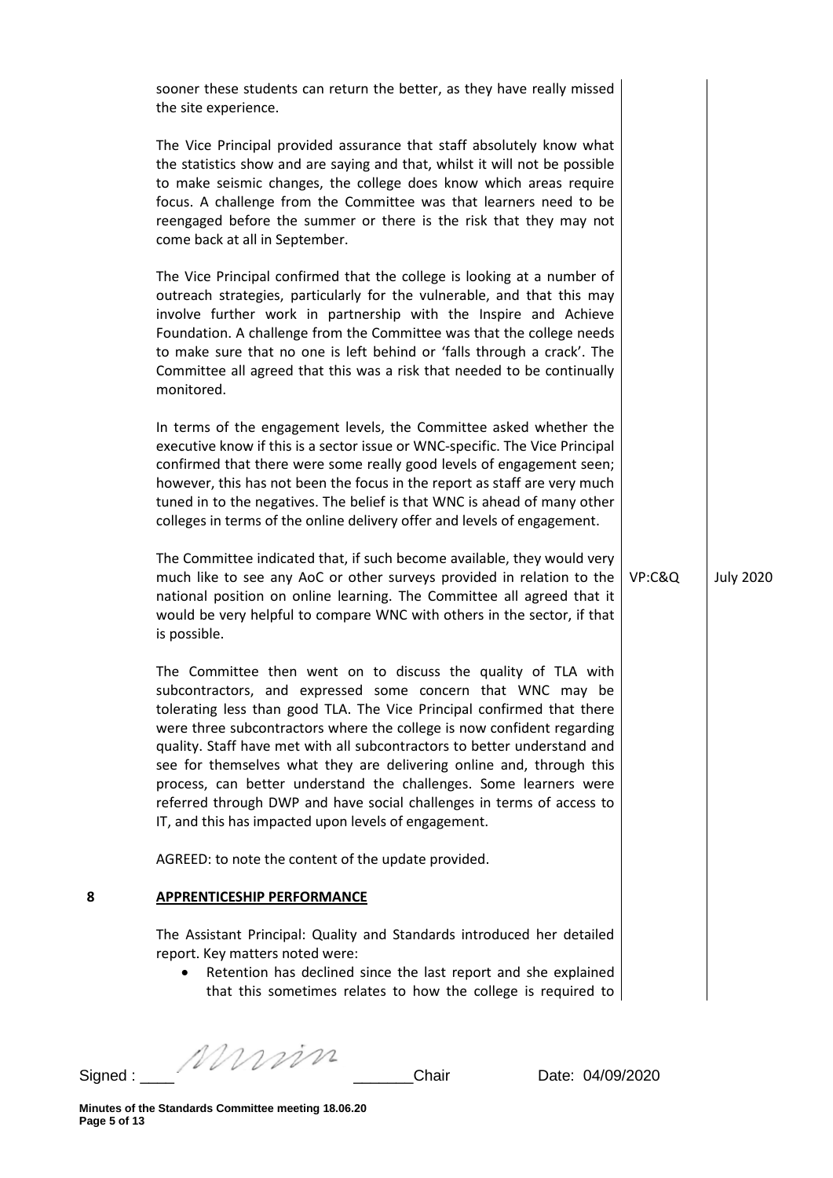sooner these students can return the better, as they have really missed the site experience.

The Vice Principal provided assurance that staff absolutely know what the statistics show and are saying and that, whilst it will not be possible to make seismic changes, the college does know which areas require focus. A challenge from the Committee was that learners need to be reengaged before the summer or there is the risk that they may not come back at all in September.

The Vice Principal confirmed that the college is looking at a number of outreach strategies, particularly for the vulnerable, and that this may involve further work in partnership with the Inspire and Achieve Foundation. A challenge from the Committee was that the college needs to make sure that no one is left behind or 'falls through a crack'. The Committee all agreed that this was a risk that needed to be continually monitored.

In terms of the engagement levels, the Committee asked whether the executive know if this is a sector issue or WNC-specific. The Vice Principal confirmed that there were some really good levels of engagement seen; however, this has not been the focus in the report as staff are very much tuned in to the negatives. The belief is that WNC is ahead of many other colleges in terms of the online delivery offer and levels of engagement.

| | | |
|---|---|---|
| The Committee indicated that, if such become available, they would very much like to see any AoC or other surveys provided in relation to the national position on online learning. The Committee all agreed that it would be very helpful to compare WNC with others in the sector, if that is possible. | VP:C&Q | July 2020 |

The Committee then went on to discuss the quality of TLA with subcontractors, and expressed some concern that WNC may be tolerating less than good TLA. The Vice Principal confirmed that there were three subcontractors where the college is now confident regarding quality. Staff have met with all subcontractors to better understand and see for themselves what they are delivering online and, through this process, can better understand the challenges. Some learners were referred through DWP and have social challenges in terms of access to IT, and this has impacted upon levels of engagement.

AGREED: to note the content of the update provided.

## 8 APPRENTICESHIP PERFORMANCE

The Assistant Principal: Quality and Standards introduced her detailed report. Key matters noted were:

- Retention has declined since the last report and she explained that this sometimes relates to how the college is required to

Signed : ____ _______Chair Date: 04/09/2020

**Minutes of the Standards Committee meeting 18.06.20**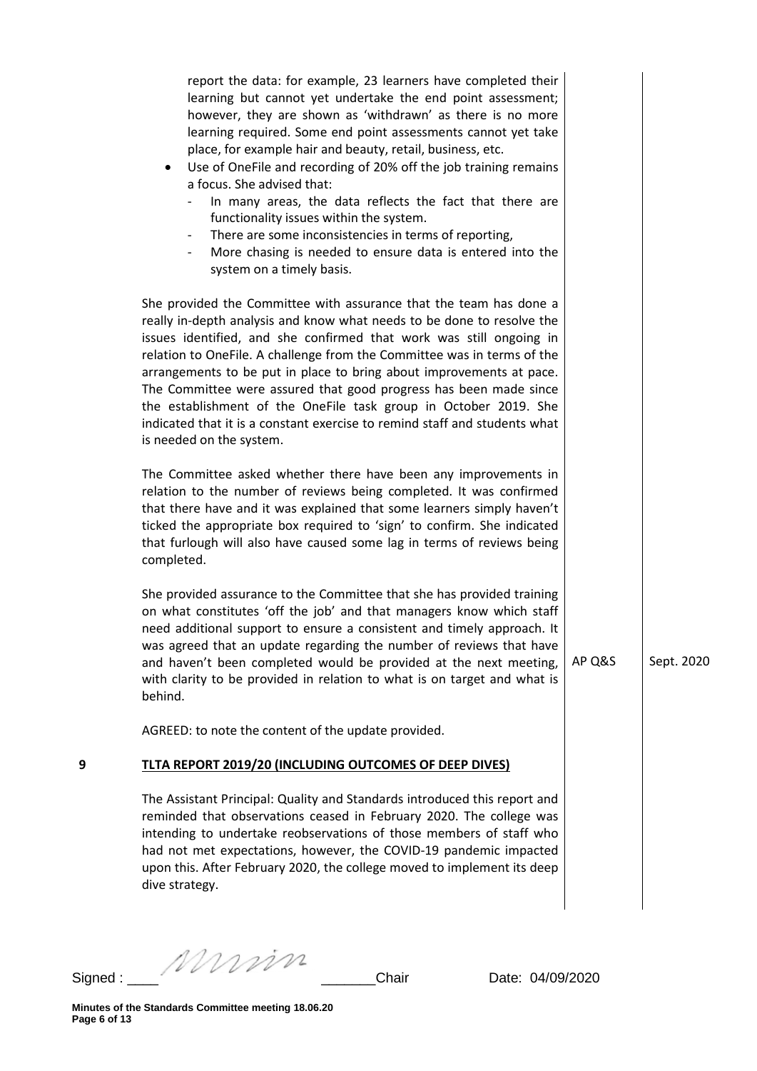report the data: for example, 23 learners have completed their learning but cannot yet undertake the end point assessment; however, they are shown as 'withdrawn' as there is no more learning required. Some end point assessments cannot yet take place, for example hair and beauty, retail, business, etc.

- Use of OneFile and recording of 20% off the job training remains a focus. She advised that:
  - In many areas, the data reflects the fact that there are functionality issues within the system.
  - There are some inconsistencies in terms of reporting,
  - More chasing is needed to ensure data is entered into the system on a timely basis.

She provided the Committee with assurance that the team has done a really in-depth analysis and know what needs to be done to resolve the issues identified, and she confirmed that work was still ongoing in relation to OneFile. A challenge from the Committee was in terms of the arrangements to be put in place to bring about improvements at pace. The Committee were assured that good progress has been made since the establishment of the OneFile task group in October 2019. She indicated that it is a constant exercise to remind staff and students what is needed on the system.

The Committee asked whether there have been any improvements in relation to the number of reviews being completed. It was confirmed that there have and it was explained that some learners simply haven't ticked the appropriate box required to 'sign' to confirm. She indicated that furlough will also have caused some lag in terms of reviews being completed.

She provided assurance to the Committee that she has provided training on what constitutes 'off the job' and that managers know which staff need additional support to ensure a consistent and timely approach. It was agreed that an update regarding the number of reviews that have and haven't been completed would be provided at the next meeting, with clarity to be provided in relation to what is on target and what is behind. — **AP Q&S** — **Sept. 2020**

AGREED: to note the content of the update provided.

## 9 TLTA REPORT 2019/20 (INCLUDING OUTCOMES OF DEEP DIVES)

The Assistant Principal: Quality and Standards introduced this report and reminded that observations ceased in February 2020. The college was intending to undertake reobservations of those members of staff who had not met expectations, however, the COVID-19 pandemic impacted upon this. After February 2020, the college moved to implement its deep dive strategy.

Signed : [signature] Chair Date: 04/09/2020

Minutes of the Standards Committee meeting 18.06.20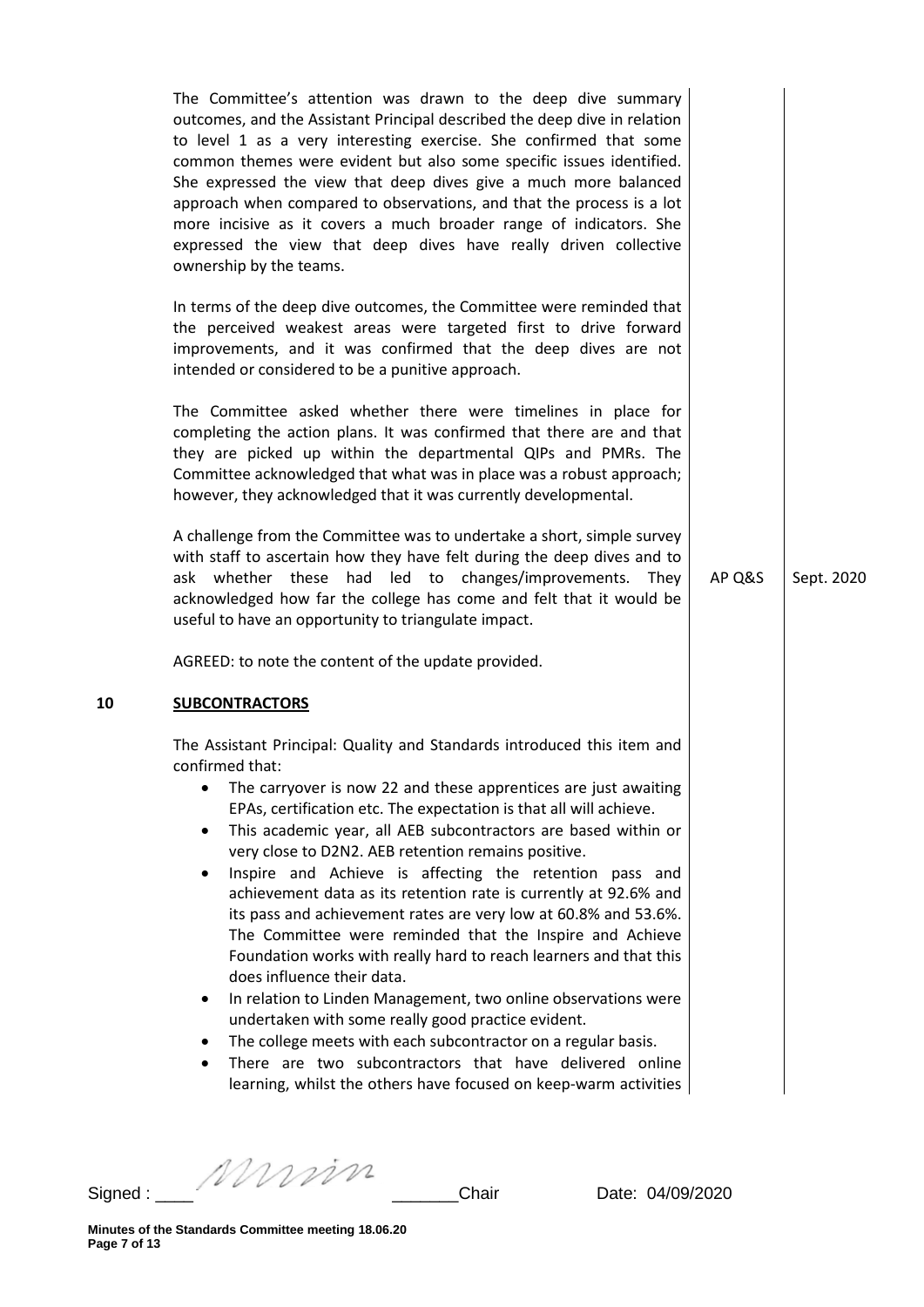The Committee's attention was drawn to the deep dive summary outcomes, and the Assistant Principal described the deep dive in relation to level 1 as a very interesting exercise. She confirmed that some common themes were evident but also some specific issues identified. She expressed the view that deep dives give a much more balanced approach when compared to observations, and that the process is a lot more incisive as it covers a much broader range of indicators. She expressed the view that deep dives have really driven collective ownership by the teams.

In terms of the deep dive outcomes, the Committee were reminded that the perceived weakest areas were targeted first to drive forward improvements, and it was confirmed that the deep dives are not intended or considered to be a punitive approach.

The Committee asked whether there were timelines in place for completing the action plans. It was confirmed that there are and that they are picked up within the departmental QIPs and PMRs. The Committee acknowledged that what was in place was a robust approach; however, they acknowledged that it was currently developmental.

A challenge from the Committee was to undertake a short, simple survey with staff to ascertain how they have felt during the deep dives and to ask whether these had led to changes/improvements. They acknowledged how far the college has come and felt that it would be useful to have an opportunity to triangulate impact. — AP Q&S — Sept. 2020

AGREED: to note the content of the update provided.

## 10 SUBCONTRACTORS

The Assistant Principal: Quality and Standards introduced this item and confirmed that:

- The carryover is now 22 and these apprentices are just awaiting EPAs, certification etc. The expectation is that all will achieve.
- This academic year, all AEB subcontractors are based within or very close to D2N2. AEB retention remains positive.
- Inspire and Achieve is affecting the retention pass and achievement data as its retention rate is currently at 92.6% and its pass and achievement rates are very low at 60.8% and 53.6%. The Committee were reminded that the Inspire and Achieve Foundation works with really hard to reach learners and that this does influence their data.
- In relation to Linden Management, two online observations were undertaken with some really good practice evident.
- The college meets with each subcontractor on a regular basis.
- There are two subcontractors that have delivered online learning, whilst the others have focused on keep-warm activities

Signed : ____ _______Chair Date: 04/09/2020

**Minutes of the Standards Committee meeting 18.06.20**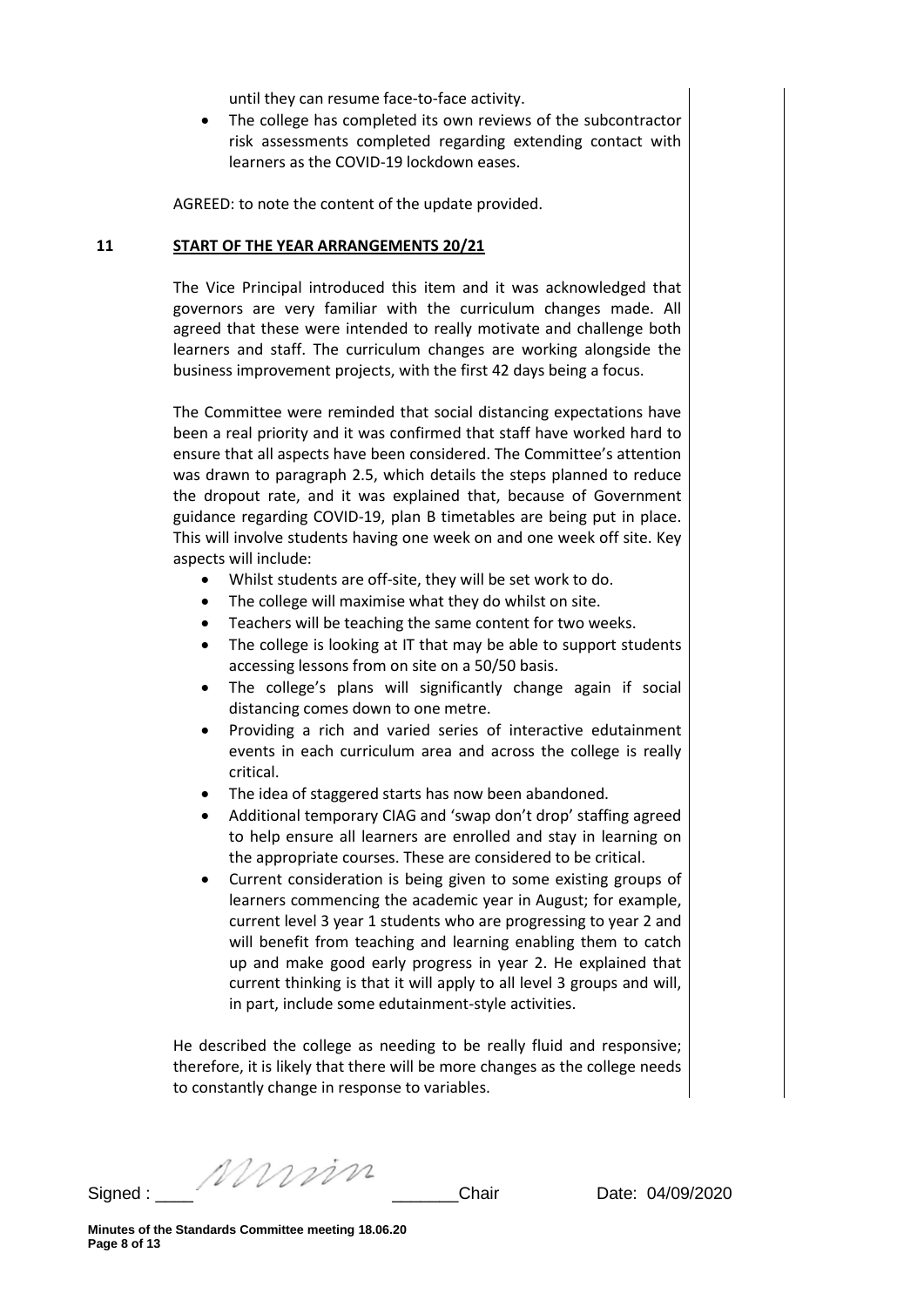until they can resume face-to-face activity.

- The college has completed its own reviews of the subcontractor risk assessments completed regarding extending contact with learners as the COVID-19 lockdown eases.

AGREED: to note the content of the update provided.

## 11 START OF THE YEAR ARRANGEMENTS 20/21

The Vice Principal introduced this item and it was acknowledged that governors are very familiar with the curriculum changes made. All agreed that these were intended to really motivate and challenge both learners and staff. The curriculum changes are working alongside the business improvement projects, with the first 42 days being a focus.

The Committee were reminded that social distancing expectations have been a real priority and it was confirmed that staff have worked hard to ensure that all aspects have been considered. The Committee's attention was drawn to paragraph 2.5, which details the steps planned to reduce the dropout rate, and it was explained that, because of Government guidance regarding COVID-19, plan B timetables are being put in place. This will involve students having one week on and one week off site. Key aspects will include:

- Whilst students are off-site, they will be set work to do.
- The college will maximise what they do whilst on site.
- Teachers will be teaching the same content for two weeks.
- The college is looking at IT that may be able to support students accessing lessons from on site on a 50/50 basis.
- The college's plans will significantly change again if social distancing comes down to one metre.
- Providing a rich and varied series of interactive edutainment events in each curriculum area and across the college is really critical.
- The idea of staggered starts has now been abandoned.
- Additional temporary CIAG and 'swap don't drop' staffing agreed to help ensure all learners are enrolled and stay in learning on the appropriate courses. These are considered to be critical.
- Current consideration is being given to some existing groups of learners commencing the academic year in August; for example, current level 3 year 1 students who are progressing to year 2 and will benefit from teaching and learning enabling them to catch up and make good early progress in year 2. He explained that current thinking is that it will apply to all level 3 groups and will, in part, include some edutainment-style activities.

He described the college as needing to be really fluid and responsive; therefore, it is likely that there will be more changes as the college needs to constantly change in response to variables.

Signed : ____ _______Chair Date: 04/09/2020

Minutes of the Standards Committee meeting 18.06.20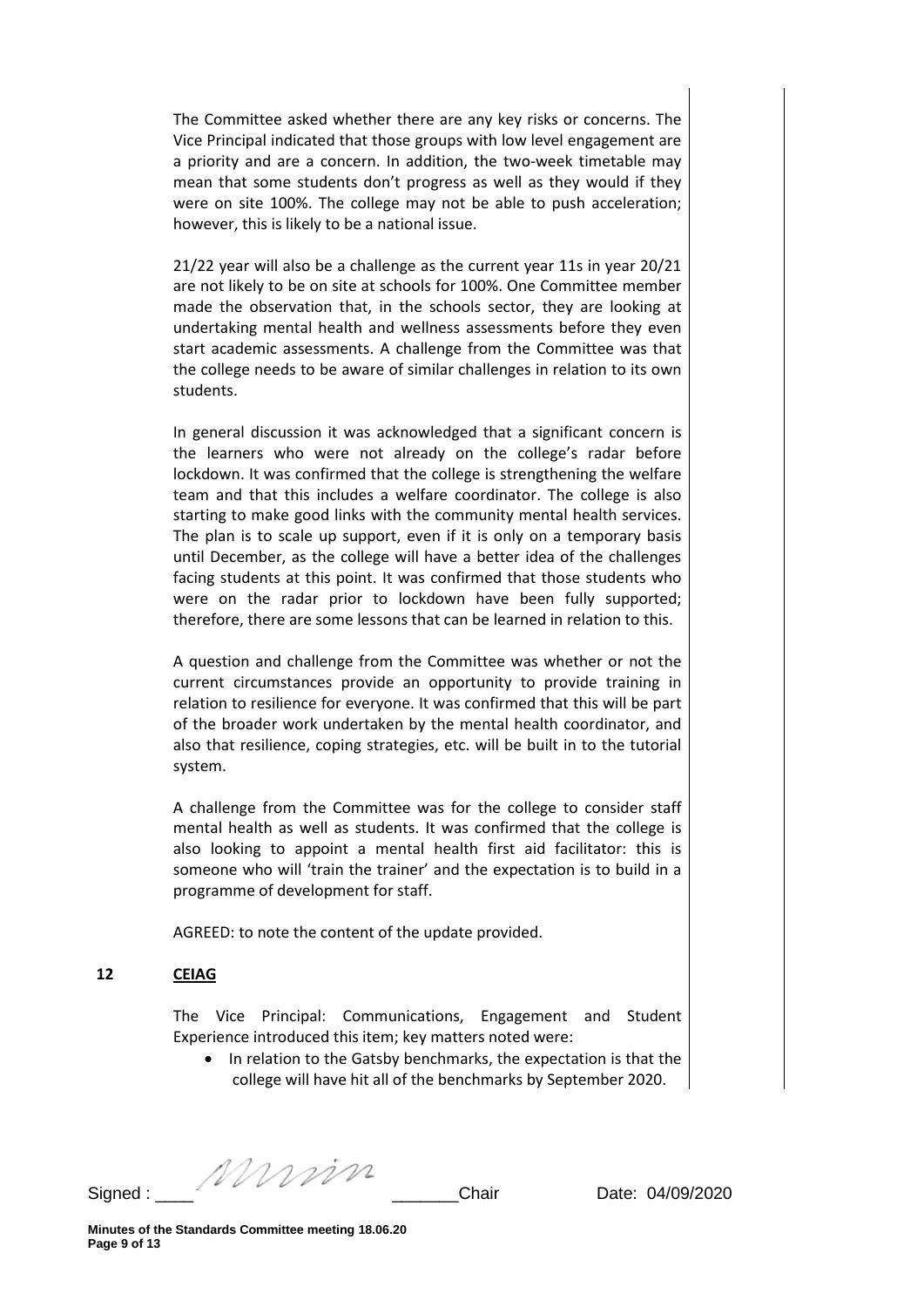The Committee asked whether there are any key risks or concerns. The Vice Principal indicated that those groups with low level engagement are a priority and are a concern. In addition, the two-week timetable may mean that some students don't progress as well as they would if they were on site 100%. The college may not be able to push acceleration; however, this is likely to be a national issue.

21/22 year will also be a challenge as the current year 11s in year 20/21 are not likely to be on site at schools for 100%. One Committee member made the observation that, in the schools sector, they are looking at undertaking mental health and wellness assessments before they even start academic assessments. A challenge from the Committee was that the college needs to be aware of similar challenges in relation to its own students.

In general discussion it was acknowledged that a significant concern is the learners who were not already on the college's radar before lockdown. It was confirmed that the college is strengthening the welfare team and that this includes a welfare coordinator. The college is also starting to make good links with the community mental health services. The plan is to scale up support, even if it is only on a temporary basis until December, as the college will have a better idea of the challenges facing students at this point. It was confirmed that those students who were on the radar prior to lockdown have been fully supported; therefore, there are some lessons that can be learned in relation to this.

A question and challenge from the Committee was whether or not the current circumstances provide an opportunity to provide training in relation to resilience for everyone. It was confirmed that this will be part of the broader work undertaken by the mental health coordinator, and also that resilience, coping strategies, etc. will be built in to the tutorial system.

A challenge from the Committee was for the college to consider staff mental health as well as students. It was confirmed that the college is also looking to appoint a mental health first aid facilitator: this is someone who will 'train the trainer' and the expectation is to build in a programme of development for staff.

AGREED: to note the content of the update provided.

## 12 CEIAG

The Vice Principal: Communications, Engagement and Student Experience introduced this item; key matters noted were:

- In relation to the Gatsby benchmarks, the expectation is that the college will have hit all of the benchmarks by September 2020.

Signed : ____ _______Chair Date: 04/09/2020

Minutes of the Standards Committee meeting 18.06.20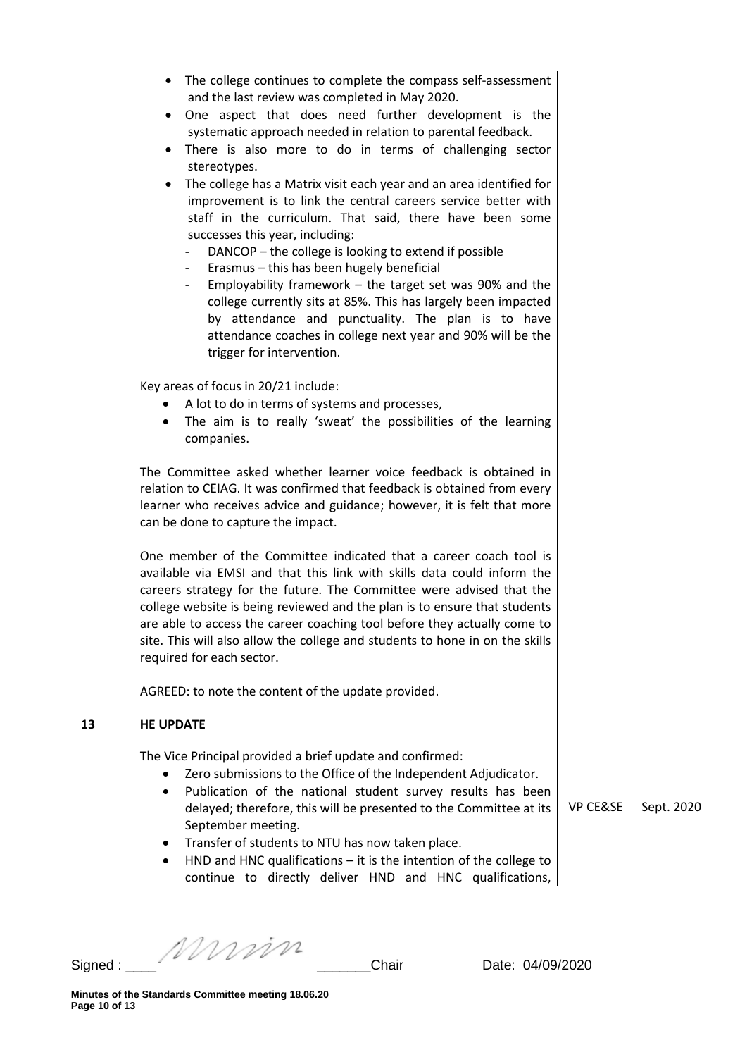- The college continues to complete the compass self-assessment and the last review was completed in May 2020.
- One aspect that does need further development is the systematic approach needed in relation to parental feedback.
- There is also more to do in terms of challenging sector stereotypes.
- The college has a Matrix visit each year and an area identified for improvement is to link the central careers service better with staff in the curriculum. That said, there have been some successes this year, including:
  - DANCOP – the college is looking to extend if possible
  - Erasmus – this has been hugely beneficial
  - Employability framework – the target set was 90% and the college currently sits at 85%. This has largely been impacted by attendance and punctuality. The plan is to have attendance coaches in college next year and 90% will be the trigger for intervention.

Key areas of focus in 20/21 include:

- A lot to do in terms of systems and processes,
- The aim is to really 'sweat' the possibilities of the learning companies.

The Committee asked whether learner voice feedback is obtained in relation to CEIAG. It was confirmed that feedback is obtained from every learner who receives advice and guidance; however, it is felt that more can be done to capture the impact.

One member of the Committee indicated that a career coach tool is available via EMSI and that this link with skills data could inform the careers strategy for the future. The Committee were advised that the college website is being reviewed and the plan is to ensure that students are able to access the career coaching tool before they actually come to site. This will also allow the college and students to hone in on the skills required for each sector.

AGREED: to note the content of the update provided.

## 13 HE UPDATE

The Vice Principal provided a brief update and confirmed:

- Zero submissions to the Office of the Independent Adjudicator.
- Publication of the national student survey results has been delayed; therefore, this will be presented to the Committee at its September meeting. — VP CE&SE — Sept. 2020
- Transfer of students to NTU has now taken place.
- HND and HNC qualifications – it is the intention of the college to continue to directly deliver HND and HNC qualifications,

Signed : ____ _______Chair Date: 04/09/2020

**Minutes of the Standards Committee meeting 18.06.20**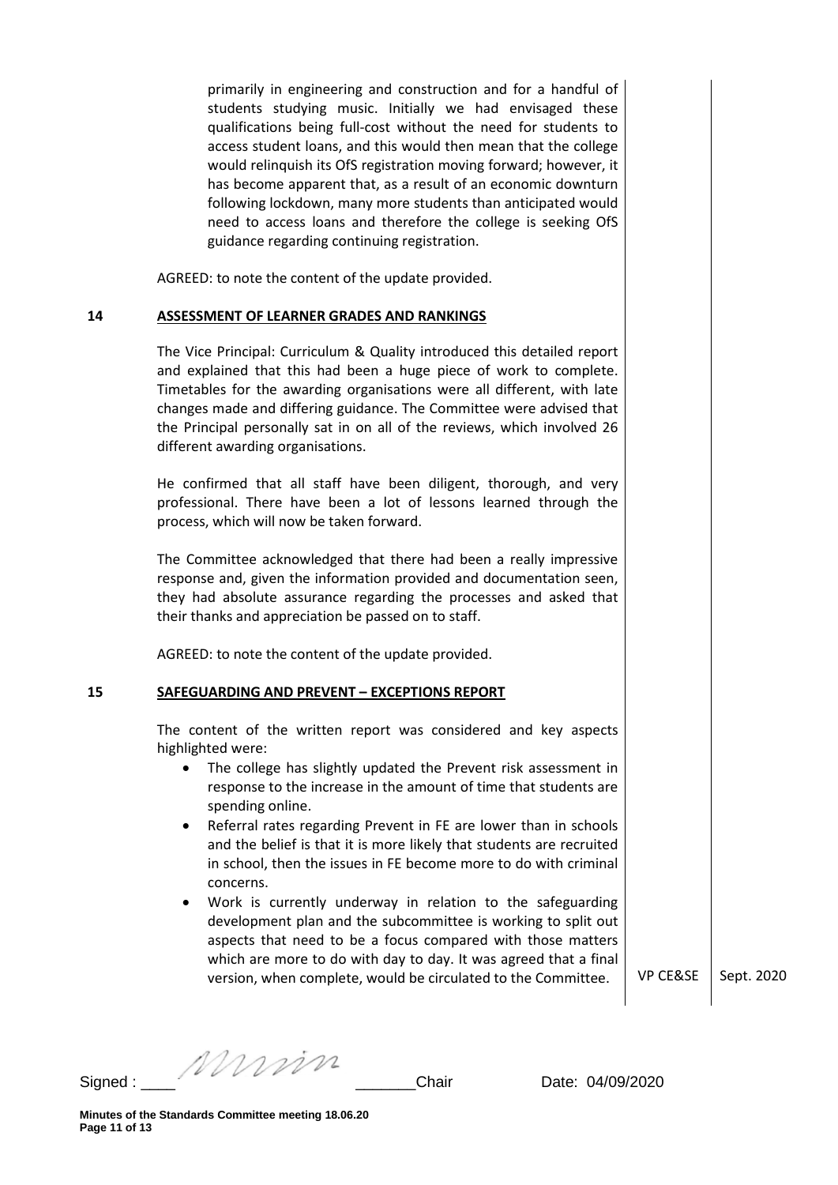primarily in engineering and construction and for a handful of students studying music. Initially we had envisaged these qualifications being full-cost without the need for students to access student loans, and this would then mean that the college would relinquish its OfS registration moving forward; however, it has become apparent that, as a result of an economic downturn following lockdown, many more students than anticipated would need to access loans and therefore the college is seeking OfS guidance regarding continuing registration.

AGREED: to note the content of the update provided.

## 14 ASSESSMENT OF LEARNER GRADES AND RANKINGS

The Vice Principal: Curriculum & Quality introduced this detailed report and explained that this had been a huge piece of work to complete. Timetables for the awarding organisations were all different, with late changes made and differing guidance. The Committee were advised that the Principal personally sat in on all of the reviews, which involved 26 different awarding organisations.

He confirmed that all staff have been diligent, thorough, and very professional. There have been a lot of lessons learned through the process, which will now be taken forward.

The Committee acknowledged that there had been a really impressive response and, given the information provided and documentation seen, they had absolute assurance regarding the processes and asked that their thanks and appreciation be passed on to staff.

AGREED: to note the content of the update provided.

## 15 SAFEGUARDING AND PREVENT – EXCEPTIONS REPORT

The content of the written report was considered and key aspects highlighted were:

- The college has slightly updated the Prevent risk assessment in response to the increase in the amount of time that students are spending online.
- Referral rates regarding Prevent in FE are lower than in schools and the belief is that it is more likely that students are recruited in school, then the issues in FE become more to do with criminal concerns.
- Work is currently underway in relation to the safeguarding development plan and the subcommittee is working to split out aspects that need to be a focus compared with those matters which are more to do with day to day. It was agreed that a final version, when complete, would be circulated to the Committee. — VP CE&SE — Sept. 2020

Signed : ____ _______Chair Date: 04/09/2020

Minutes of the Standards Committee meeting 18.06.20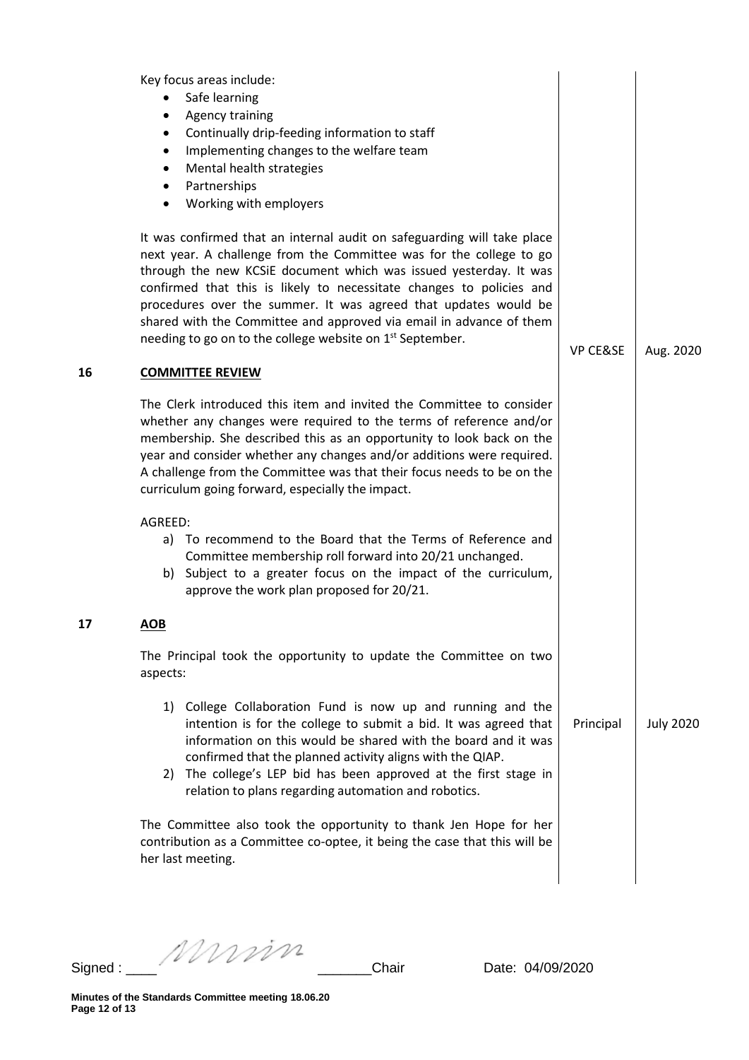Key focus areas include:

- Safe learning
- Agency training
- Continually drip-feeding information to staff
- Implementing changes to the welfare team
- Mental health strategies
- Partnerships
- Working with employers

It was confirmed that an internal audit on safeguarding will take place next year. A challenge from the Committee was for the college to go through the new KCSiE document which was issued yesterday. It was confirmed that this is likely to necessitate changes to policies and procedures over the summer. It was agreed that updates would be shared with the Committee and approved via email in advance of them needing to go on to the college website on 1st September. | VP CE&SE | Aug. 2020

## 16 COMMITTEE REVIEW

The Clerk introduced this item and invited the Committee to consider whether any changes were required to the terms of reference and/or membership. She described this as an opportunity to look back on the year and consider whether any changes and/or additions were required. A challenge from the Committee was that their focus needs to be on the curriculum going forward, especially the impact.

AGREED:

a) To recommend to the Board that the Terms of Reference and Committee membership roll forward into 20/21 unchanged.
b) Subject to a greater focus on the impact of the curriculum, approve the work plan proposed for 20/21.

## 17 AOB

The Principal took the opportunity to update the Committee on two aspects:

1) College Collaboration Fund is now up and running and the intention is for the college to submit a bid. It was agreed that information on this would be shared with the board and it was confirmed that the planned activity aligns with the QIAP. | Principal | July 2020
2) The college's LEP bid has been approved at the first stage in relation to plans regarding automation and robotics.

The Committee also took the opportunity to thank Jen Hope for her contribution as a Committee co-optee, it being the case that this will be her last meeting.

Signed : ____ _______Chair    Date: 04/09/2020

**Minutes of the Standards Committee meeting 18.06.20**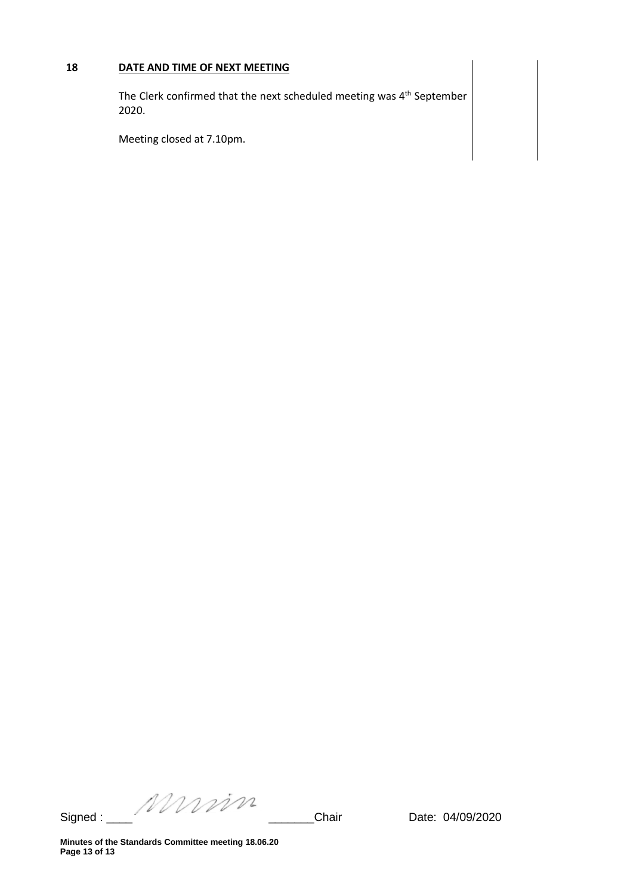**18 DATE AND TIME OF NEXT MEETING**

The Clerk confirmed that the next scheduled meeting was 4th September 2020.

Meeting closed at 7.10pm.

Signed : \_\_\_\_\_\_\_\_\_\_\_\_\_\_\_\_\_\_\_\_\_\_Chair Date: 04/09/2020

**Minutes of the Standards Committee meeting 18.06.20**